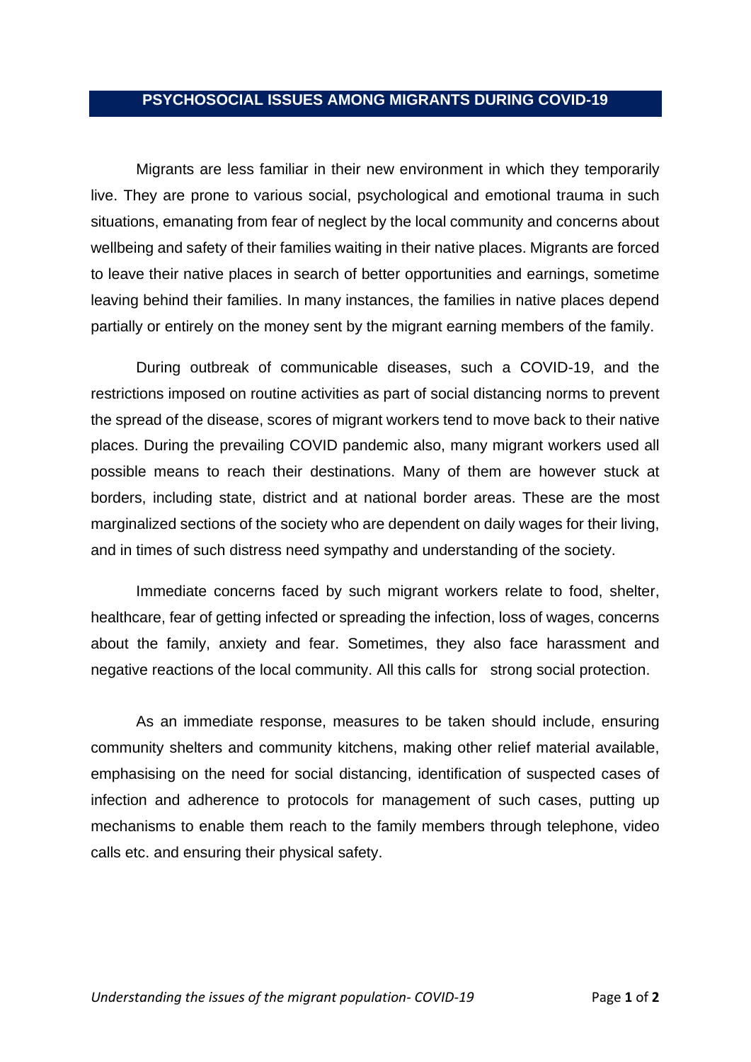# PSYCHOSOCIAL ISSUES AMONG MIGRANTS DURING COVID-19

Migrants are less familiar in their new environment in which they temporarily live. They are prone to various social, psychological and emotional trauma in such situations, emanating from fear of neglect by the local community and concerns about wellbeing and safety of their families waiting in their native places. Migrants are forced to leave their native places in search of better opportunities and earnings, sometime leaving behind their families. In many instances, the families in native places depend partially or entirely on the money sent by the migrant earning members of the family.

During outbreak of communicable diseases, such a COVID-19, and the restrictions imposed on routine activities as part of social distancing norms to prevent the spread of the disease, scores of migrant workers tend to move back to their native places. During the prevailing COVID pandemic also, many migrant workers used all possible means to reach their destinations. Many of them are however stuck at borders, including state, district and at national border areas. These are the most marginalized sections of the society who are dependent on daily wages for their living, and in times of such distress need sympathy and understanding of the society.

Immediate concerns faced by such migrant workers relate to food, shelter, healthcare, fear of getting infected or spreading the infection, loss of wages, concerns about the family, anxiety and fear. Sometimes, they also face harassment and negative reactions of the local community. All this calls for strong social protection.

As an immediate response, measures to be taken should include, ensuring community shelters and community kitchens, making other relief material available, emphasising on the need for social distancing, identification of suspected cases of infection and adherence to protocols for management of such cases, putting up mechanisms to enable them reach to the family members through telephone, video calls etc. and ensuring their physical safety.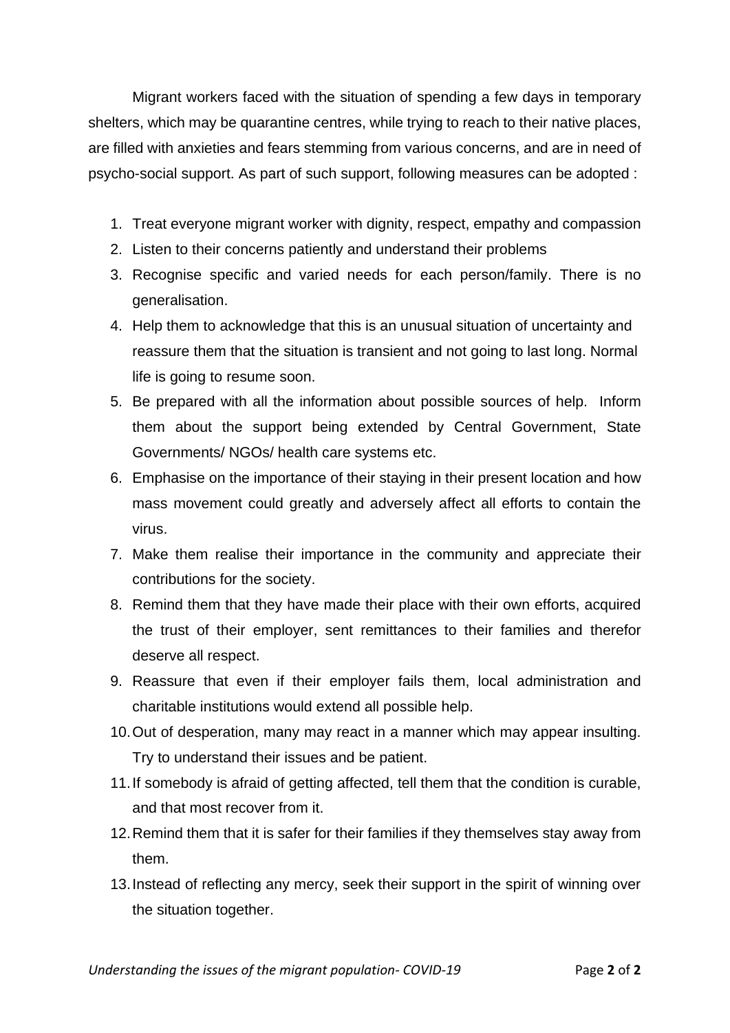Migrant workers faced with the situation of spending a few days in temporary shelters, which may be quarantine centres, while trying to reach to their native places, are filled with anxieties and fears stemming from various concerns, and are in need of psycho-social support. As part of such support, following measures can be adopted :

1. Treat everyone migrant worker with dignity, respect, empathy and compassion
2. Listen to their concerns patiently and understand their problems
3. Recognise specific and varied needs for each person/family. There is no generalisation.
4. Help them to acknowledge that this is an unusual situation of uncertainty and reassure them that the situation is transient and not going to last long. Normal life is going to resume soon.
5. Be prepared with all the information about possible sources of help. Inform them about the support being extended by Central Government, State Governments/ NGOs/ health care systems etc.
6. Emphasise on the importance of their staying in their present location and how mass movement could greatly and adversely affect all efforts to contain the virus.
7. Make them realise their importance in the community and appreciate their contributions for the society.
8. Remind them that they have made their place with their own efforts, acquired the trust of their employer, sent remittances to their families and therefor deserve all respect.
9. Reassure that even if their employer fails them, local administration and charitable institutions would extend all possible help.
10. Out of desperation, many may react in a manner which may appear insulting. Try to understand their issues and be patient.
11. If somebody is afraid of getting affected, tell them that the condition is curable, and that most recover from it.
12. Remind them that it is safer for their families if they themselves stay away from them.
13. Instead of reflecting any mercy, seek their support in the spirit of winning over the situation together.